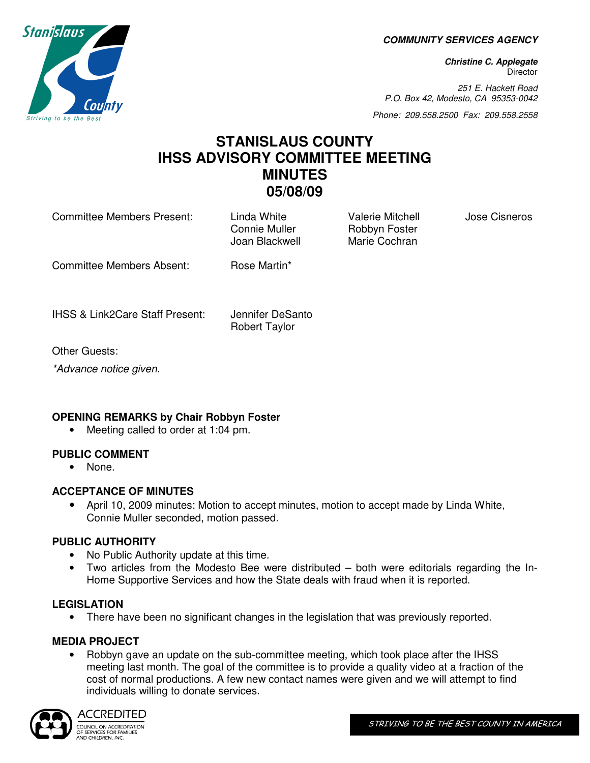**COMMUNITY SERVICES AGENCY**

***Christine C. Applegate***
Director

*251 E. Hackett Road*
*P.O. Box 42, Modesto, CA 95353-0042*

*Phone: 209.558.2500 Fax: 209.558.2558*

# STANISLAUS COUNTY
# IHSS ADVISORY COMMITTEE MEETING
# MINUTES
# 05/08/09

| | | | |
|---|---|---|---|
| Committee Members Present: | Linda White<br>Connie Muller<br>Joan Blackwell | Valerie Mitchell<br>Robbyn Foster<br>Marie Cochran | Jose Cisneros |
| Committee Members Absent: | Rose Martin* | | |
| IHSS & Link2Care Staff Present: | Jennifer DeSanto<br>Robert Taylor | | |

Other Guests:

*\*Advance notice given.*

### OPENING REMARKS by Chair Robbyn Foster

- Meeting called to order at 1:04 pm.

### PUBLIC COMMENT

- None.

### ACCEPTANCE OF MINUTES

- April 10, 2009 minutes: Motion to accept minutes, motion to accept made by Linda White, Connie Muller seconded, motion passed.

### PUBLIC AUTHORITY

- No Public Authority update at this time.
- Two articles from the Modesto Bee were distributed – both were editorials regarding the In-Home Supportive Services and how the State deals with fraud when it is reported.

### LEGISLATION

- There have been no significant changes in the legislation that was previously reported.

### MEDIA PROJECT

- Robbyn gave an update on the sub-committee meeting, which took place after the IHSS meeting last month. The goal of the committee is to provide a quality video at a fraction of the cost of normal productions. A few new contact names were given and we will attempt to find individuals willing to donate services.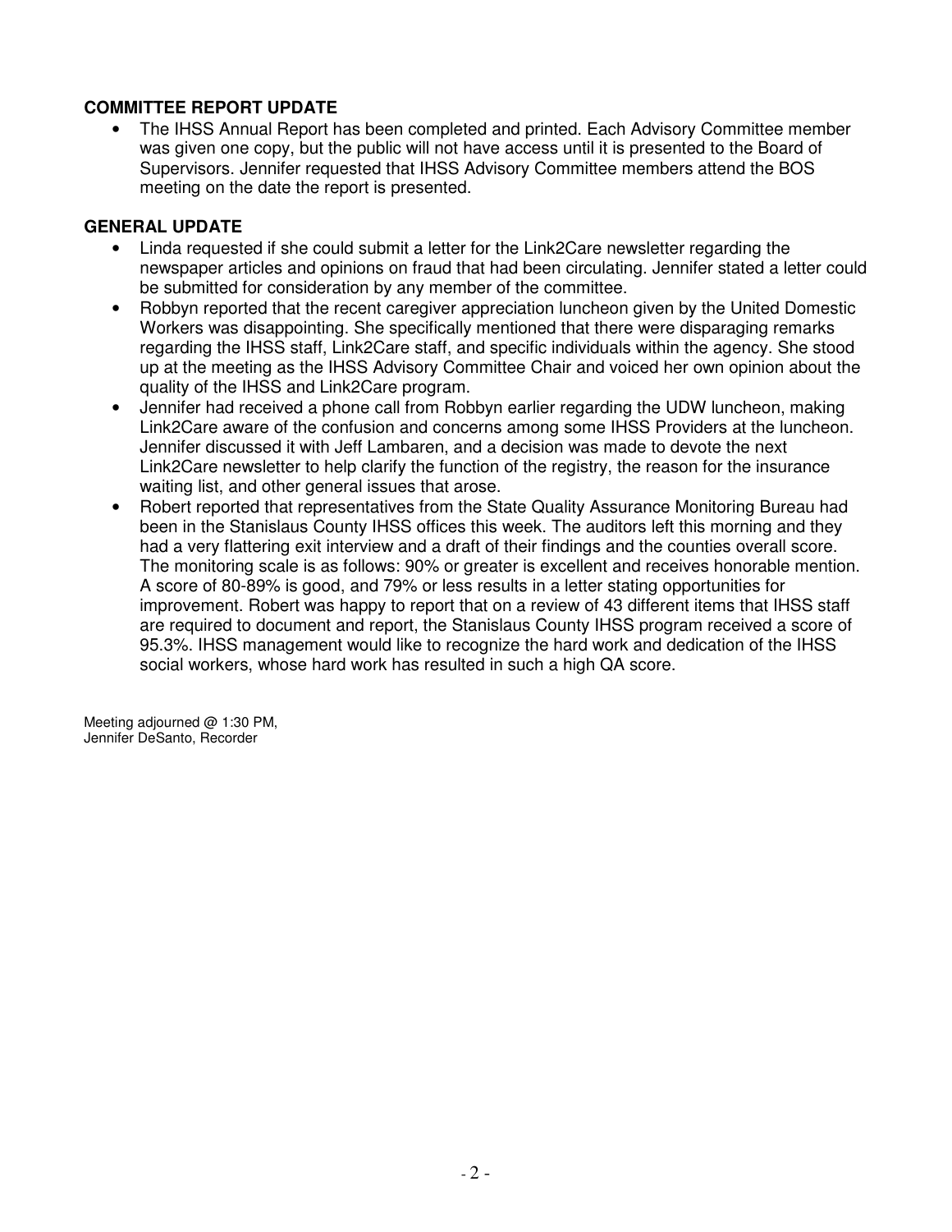## COMMITTEE REPORT UPDATE

- The IHSS Annual Report has been completed and printed. Each Advisory Committee member was given one copy, but the public will not have access until it is presented to the Board of Supervisors. Jennifer requested that IHSS Advisory Committee members attend the BOS meeting on the date the report is presented.

## GENERAL UPDATE

- Linda requested if she could submit a letter for the Link2Care newsletter regarding the newspaper articles and opinions on fraud that had been circulating. Jennifer stated a letter could be submitted for consideration by any member of the committee.
- Robbyn reported that the recent caregiver appreciation luncheon given by the United Domestic Workers was disappointing. She specifically mentioned that there were disparaging remarks regarding the IHSS staff, Link2Care staff, and specific individuals within the agency. She stood up at the meeting as the IHSS Advisory Committee Chair and voiced her own opinion about the quality of the IHSS and Link2Care program.
- Jennifer had received a phone call from Robbyn earlier regarding the UDW luncheon, making Link2Care aware of the confusion and concerns among some IHSS Providers at the luncheon. Jennifer discussed it with Jeff Lambaren, and a decision was made to devote the next Link2Care newsletter to help clarify the function of the registry, the reason for the insurance waiting list, and other general issues that arose.
- Robert reported that representatives from the State Quality Assurance Monitoring Bureau had been in the Stanislaus County IHSS offices this week. The auditors left this morning and they had a very flattering exit interview and a draft of their findings and the counties overall score. The monitoring scale is as follows: 90% or greater is excellent and receives honorable mention. A score of 80-89% is good, and 79% or less results in a letter stating opportunities for improvement. Robert was happy to report that on a review of 43 different items that IHSS staff are required to document and report, the Stanislaus County IHSS program received a score of 95.3%. IHSS management would like to recognize the hard work and dedication of the IHSS social workers, whose hard work has resulted in such a high QA score.

Meeting adjourned @ 1:30 PM,
Jennifer DeSanto, Recorder